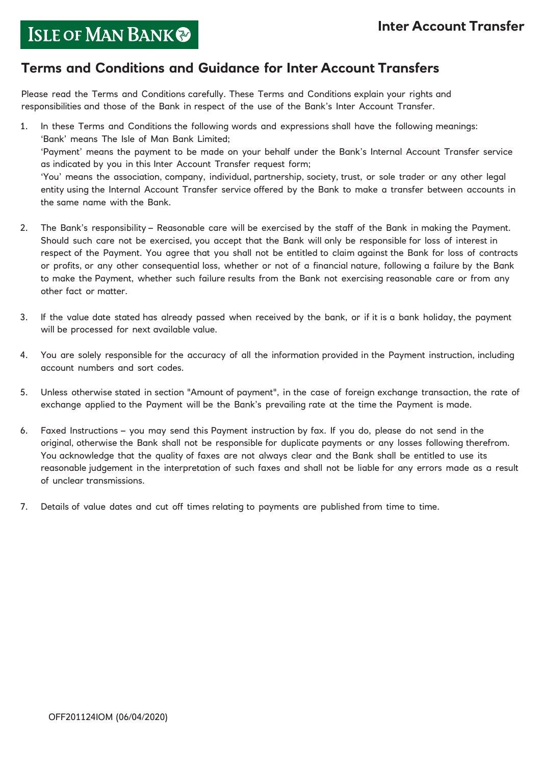ISLE OF MAN BANK

# Inter Account Transfer

## Terms and Conditions and Guidance for Inter Account Transfers

Please read the Terms and Conditions carefully. These Terms and Conditions explain your rights and responsibilities and those of the Bank in respect of the use of the Bank's Inter Account Transfer.

1. In these Terms and Conditions the following words and expressions shall have the following meanings:
   'Bank' means The Isle of Man Bank Limited;
   'Payment' means the payment to be made on your behalf under the Bank's Internal Account Transfer service as indicated by you in this Inter Account Transfer request form;
   'You' means the association, company, individual, partnership, society, trust, or sole trader or any other legal entity using the Internal Account Transfer service offered by the Bank to make a transfer between accounts in the same name with the Bank.

2. The Bank's responsibility – Reasonable care will be exercised by the staff of the Bank in making the Payment. Should such care not be exercised, you accept that the Bank will only be responsible for loss of interest in respect of the Payment. You agree that you shall not be entitled to claim against the Bank for loss of contracts or profits, or any other consequential loss, whether or not of a financial nature, following a failure by the Bank to make the Payment, whether such failure results from the Bank not exercising reasonable care or from any other fact or matter.

3. If the value date stated has already passed when received by the bank, or if it is a bank holiday, the payment will be processed for next available value.

4. You are solely responsible for the accuracy of all the information provided in the Payment instruction, including account numbers and sort codes.

5. Unless otherwise stated in section "Amount of payment", in the case of foreign exchange transaction, the rate of exchange applied to the Payment will be the Bank's prevailing rate at the time the Payment is made.

6. Faxed Instructions – you may send this Payment instruction by fax. If you do, please do not send in the original, otherwise the Bank shall not be responsible for duplicate payments or any losses following therefrom. You acknowledge that the quality of faxes are not always clear and the Bank shall be entitled to use its reasonable judgement in the interpretation of such faxes and shall not be liable for any errors made as a result of unclear transmissions.

7. Details of value dates and cut off times relating to payments are published from time to time.

OFF201124IOM (06/04/2020)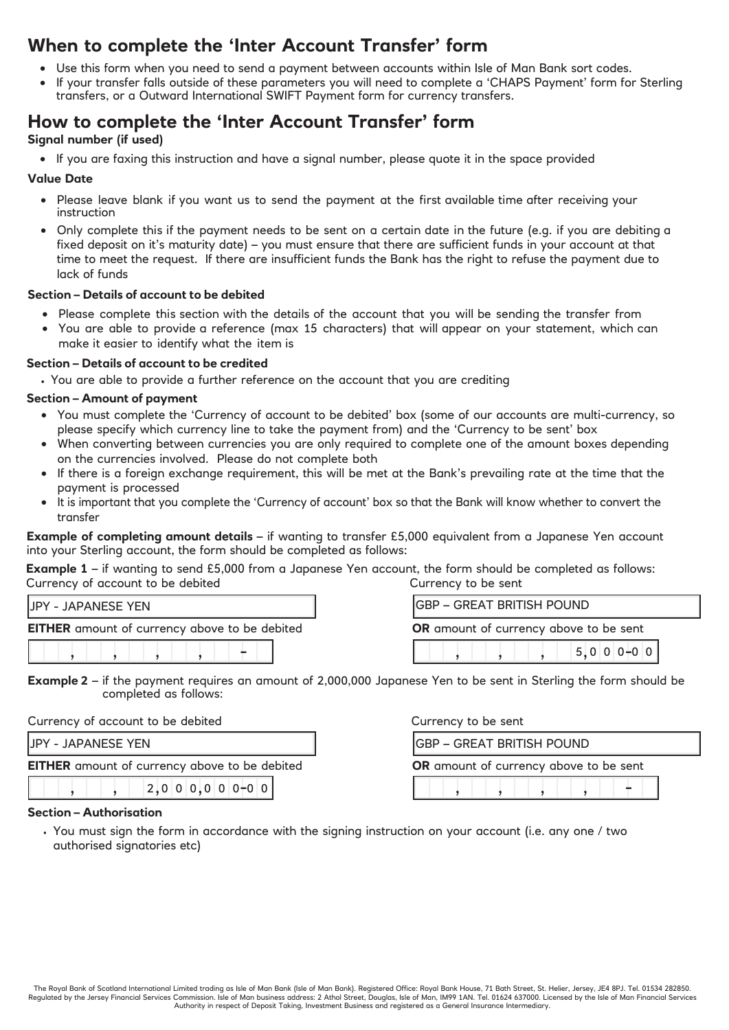## When to complete the 'Inter Account Transfer' form

- Use this form when you need to send a payment between accounts within Isle of Man Bank sort codes.
- If your transfer falls outside of these parameters you will need to complete a 'CHAPS Payment' form for Sterling transfers, or a Outward International SWIFT Payment form for currency transfers.

## How to complete the 'Inter Account Transfer' form

**Signal number (if used)**

- If you are faxing this instruction and have a signal number, please quote it in the space provided

**Value Date**

- Please leave blank if you want us to send the payment at the first available time after receiving your instruction
- Only complete this if the payment needs to be sent on a certain date in the future (e.g. if you are debiting a fixed deposit on it's maturity date) – you must ensure that there are sufficient funds in your account at that time to meet the request. If there are insufficient funds the Bank has the right to refuse the payment due to lack of funds

**Section – Details of account to be debited**

- Please complete this section with the details of the account that you will be sending the transfer from
- You are able to provide a reference (max 15 characters) that will appear on your statement, which can make it easier to identify what the item is

**Section – Details of account to be credited**

- You are able to provide a further reference on the account that you are crediting

**Section – Amount of payment**

- You must complete the 'Currency of account to be debited' box (some of our accounts are multi-currency, so please specify which currency line to take the payment from) and the 'Currency to be sent' box
- When converting between currencies you are only required to complete one of the amount boxes depending on the currencies involved. Please do not complete both
- If there is a foreign exchange requirement, this will be met at the Bank's prevailing rate at the time that the payment is processed
- It is important that you complete the 'Currency of account' box so that the Bank will know whether to convert the transfer

**Example of completing amount details** – if wanting to transfer £5,000 equivalent from a Japanese Yen account into your Sterling account, the form should be completed as follows:

**Example 1** – if wanting to send £5,000 from a Japanese Yen account, the form should be completed as follows:

| Currency of account to be debited | Currency to be sent |
|---|---|
| JPY - JAPANESE YEN | GBP – GREAT BRITISH POUND |
| **EITHER** amount of currency above to be debited | **OR** amount of currency above to be sent |
| , , , , - | , , , 5,000-00 |

**Example 2** – if the payment requires an amount of 2,000,000 Japanese Yen to be sent in Sterling the form should be completed as follows:

| Currency of account to be debited | Currency to be sent |
|---|---|
| JPY - JAPANESE YEN | GBP – GREAT BRITISH POUND |
| **EITHER** amount of currency above to be debited | **OR** amount of currency above to be sent |
| , , 2,000,000-00 | , , , , - |

**Section – Authorisation**

- You must sign the form in accordance with the signing instruction on your account (i.e. any one / two authorised signatories etc)

The Royal Bank of Scotland International Limited trading as Isle of Man Bank (Isle of Man Bank). Registered Office: Royal Bank House, 71 Bath Street, St. Helier, Jersey, JE4 8PJ. Tel. 01534 282850. Regulated by the Jersey Financial Services Commission. Isle of Man business address: 2 Athol Street, Douglas, Isle of Man, IM99 1AN. Tel. 01624 637000. Licensed by the Isle of Man Financial Services Authority in respect of Deposit Taking, Investment Business and registered as a General Insurance Intermediary.